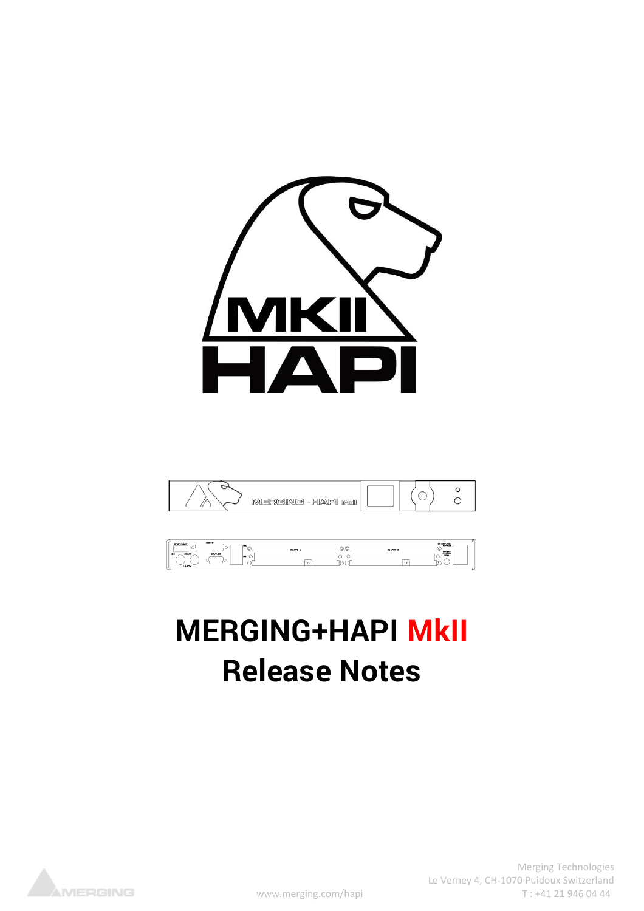# MERGING+HAPI MkII
# Release Notes

Merging Technologies
Le Verney 4, CH-1070 Puidoux Switzerland
T : +41 21 946 04 44
www.merging.com/hapi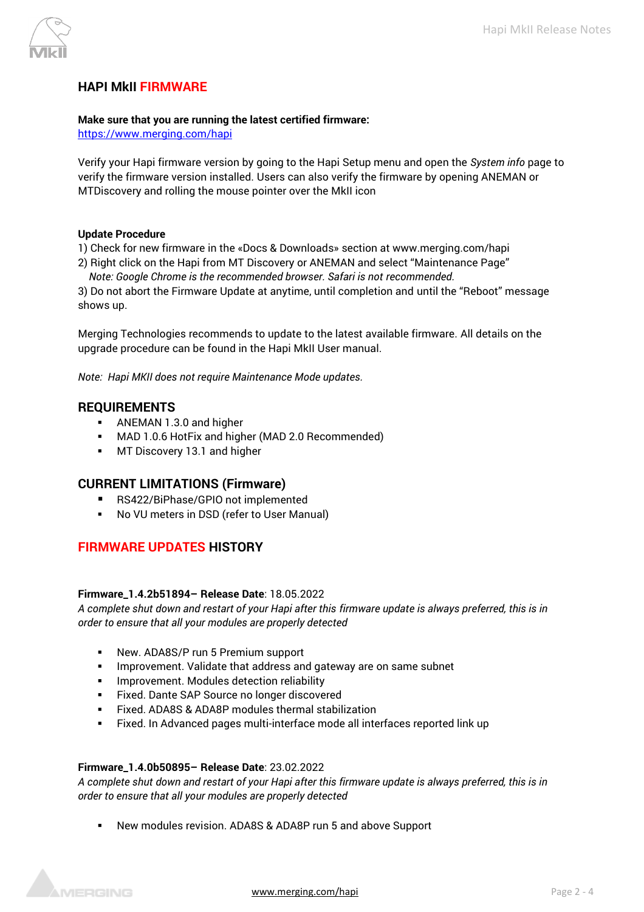## HAPI MkII FIRMWARE

**Make sure that you are running the latest certified firmware:**
https://www.merging.com/hapi

Verify your Hapi firmware version by going to the Hapi Setup menu and open the *System info* page to verify the firmware version installed. Users can also verify the firmware by opening ANEMAN or MTDiscovery and rolling the mouse pointer over the MkII icon

**Update Procedure**
1) Check for new firmware in the «Docs & Downloads» section at www.merging.com/hapi
2) Right click on the Hapi from MT Discovery or ANEMAN and select "Maintenance Page"
*Note: Google Chrome is the recommended browser. Safari is not recommended.*
3) Do not abort the Firmware Update at anytime, until completion and until the "Reboot" message shows up.

Merging Technologies recommends to update to the latest available firmware. All details on the upgrade procedure can be found in the Hapi MkII User manual.

*Note: Hapi MKII does not require Maintenance Mode updates.*

## REQUIREMENTS

- ANEMAN 1.3.0 and higher
- MAD 1.0.6 HotFix and higher (MAD 2.0 Recommended)
- MT Discovery 13.1 and higher

## CURRENT LIMITATIONS (Firmware)

- RS422/BiPhase/GPIO not implemented
- No VU meters in DSD (refer to User Manual)

## FIRMWARE UPDATES HISTORY

**Firmware_1.4.2b51894– Release Date**: 18.05.2022
*A complete shut down and restart of your Hapi after this firmware update is always preferred, this is in order to ensure that all your modules are properly detected*

- New. ADA8S/P run 5 Premium support
- Improvement. Validate that address and gateway are on same subnet
- Improvement. Modules detection reliability
- Fixed. Dante SAP Source no longer discovered
- Fixed. ADA8S & ADA8P modules thermal stabilization
- Fixed. In Advanced pages multi-interface mode all interfaces reported link up

**Firmware_1.4.0b50895– Release Date**: 23.02.2022
*A complete shut down and restart of your Hapi after this firmware update is always preferred, this is in order to ensure that all your modules are properly detected*

- New modules revision. ADA8S & ADA8P run 5 and above Support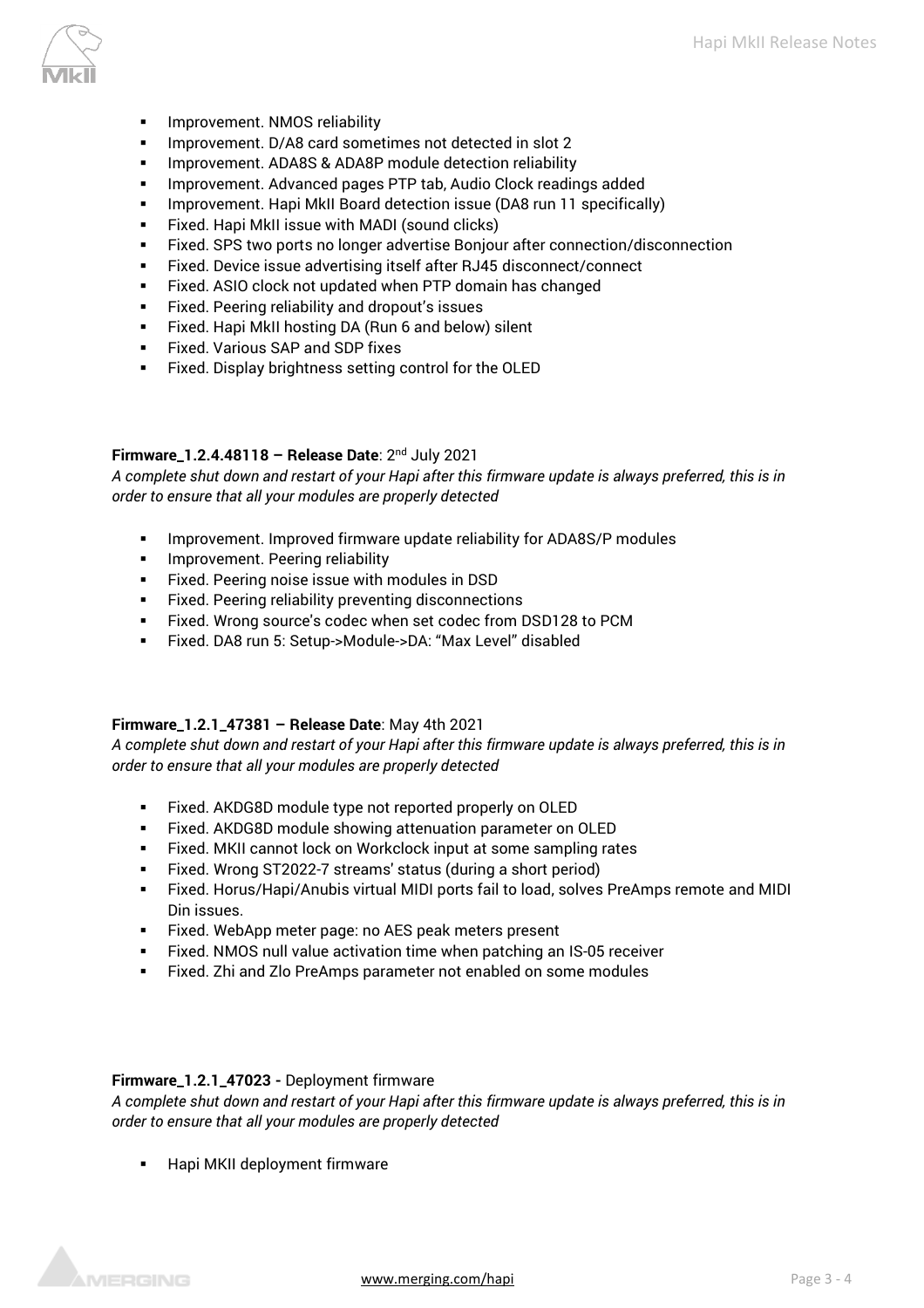- Improvement. NMOS reliability
- Improvement. D/A8 card sometimes not detected in slot 2
- Improvement. ADA8S & ADA8P module detection reliability
- Improvement. Advanced pages PTP tab, Audio Clock readings added
- Improvement. Hapi MkII Board detection issue (DA8 run 11 specifically)
- Fixed. Hapi MkII issue with MADI (sound clicks)
- Fixed. SPS two ports no longer advertise Bonjour after connection/disconnection
- Fixed. Device issue advertising itself after RJ45 disconnect/connect
- Fixed. ASIO clock not updated when PTP domain has changed
- Fixed. Peering reliability and dropout's issues
- Fixed. Hapi MkII hosting DA (Run 6 and below) silent
- Fixed. Various SAP and SDP fixes
- Fixed. Display brightness setting control for the OLED

**Firmware_1.2.4.48118 – Release Date**: 2nd July 2021

*A complete shut down and restart of your Hapi after this firmware update is always preferred, this is in order to ensure that all your modules are properly detected*

- Improvement. Improved firmware update reliability for ADA8S/P modules
- Improvement. Peering reliability
- Fixed. Peering noise issue with modules in DSD
- Fixed. Peering reliability preventing disconnections
- Fixed. Wrong source's codec when set codec from DSD128 to PCM
- Fixed. DA8 run 5: Setup->Module->DA: "Max Level" disabled

**Firmware_1.2.1_47381 – Release Date**: May 4th 2021

*A complete shut down and restart of your Hapi after this firmware update is always preferred, this is in order to ensure that all your modules are properly detected*

- Fixed. AKDG8D module type not reported properly on OLED
- Fixed. AKDG8D module showing attenuation parameter on OLED
- Fixed. MKII cannot lock on Workclock input at some sampling rates
- Fixed. Wrong ST2022-7 streams' status (during a short period)
- Fixed. Horus/Hapi/Anubis virtual MIDI ports fail to load, solves PreAmps remote and MIDI Din issues.
- Fixed. WebApp meter page: no AES peak meters present
- Fixed. NMOS null value activation time when patching an IS-05 receiver
- Fixed. Zhi and Zlo PreAmps parameter not enabled on some modules

**Firmware_1.2.1_47023 -** Deployment firmware

*A complete shut down and restart of your Hapi after this firmware update is always preferred, this is in order to ensure that all your modules are properly detected*

- Hapi MKII deployment firmware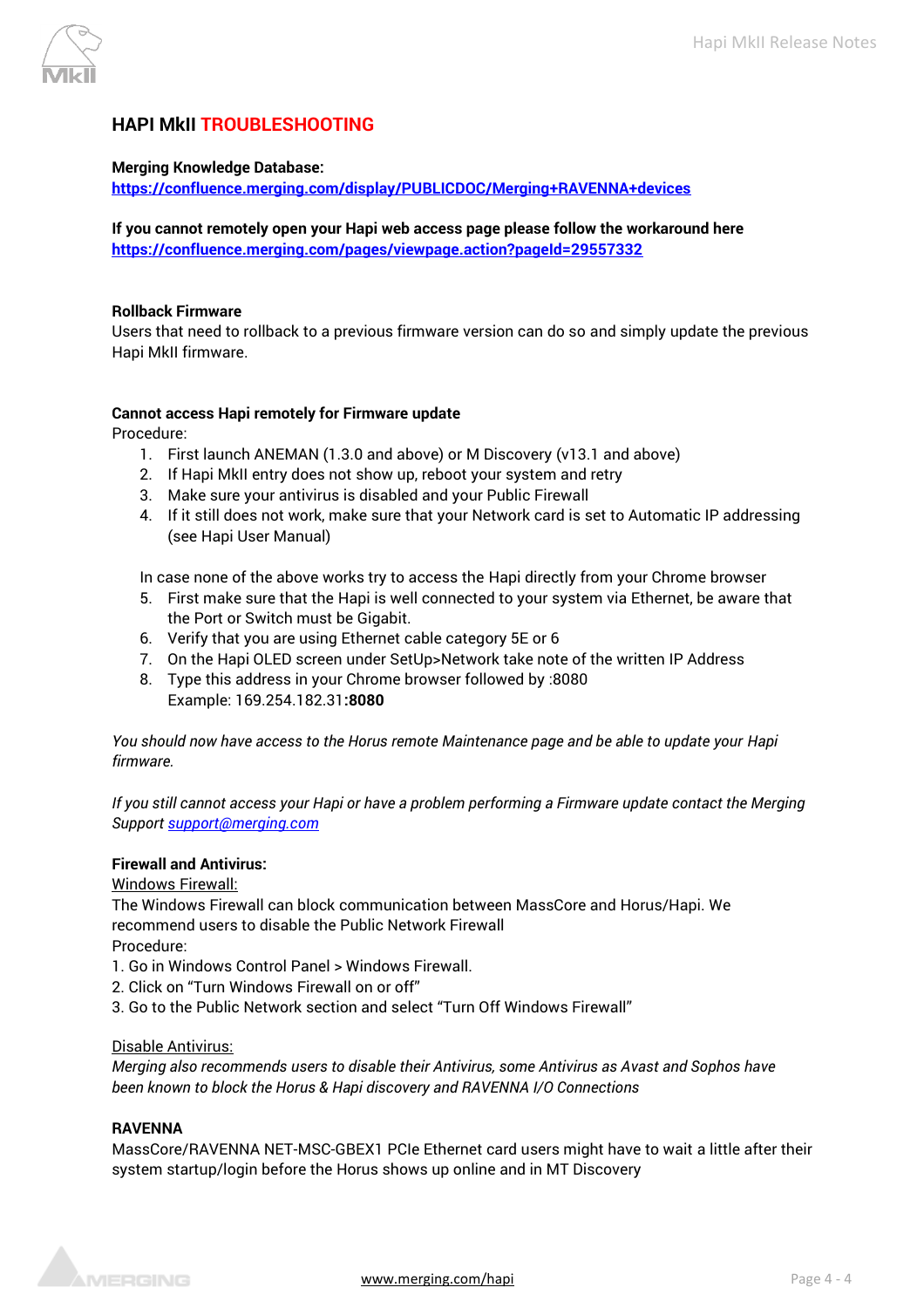## HAPI MkII TROUBLESHOOTING

**Merging Knowledge Database:**
**https://confluence.merging.com/display/PUBLICDOC/Merging+RAVENNA+devices**

**If you cannot remotely open your Hapi web access page please follow the workaround here**
**https://confluence.merging.com/pages/viewpage.action?pageId=29557332**

**Rollback Firmware**
Users that need to rollback to a previous firmware version can do so and simply update the previous Hapi MkII firmware.

**Cannot access Hapi remotely for Firmware update**
Procedure:

1. First launch ANEMAN (1.3.0 and above) or M Discovery (v13.1 and above)
2. If Hapi MkII entry does not show up, reboot your system and retry
3. Make sure your antivirus is disabled and your Public Firewall
4. If it still does not work, make sure that your Network card is set to Automatic IP addressing (see Hapi User Manual)

In case none of the above works try to access the Hapi directly from your Chrome browser

5. First make sure that the Hapi is well connected to your system via Ethernet, be aware that the Port or Switch must be Gigabit.
6. Verify that you are using Ethernet cable category 5E or 6
7. On the Hapi OLED screen under SetUp>Network take note of the written IP Address
8. Type this address in your Chrome browser followed by :8080
   Example: 169.254.182.31**:8080**

*You should now have access to the Horus remote Maintenance page and be able to update your Hapi firmware.*

*If you still cannot access your Hapi or have a problem performing a Firmware update contact the Merging Support support@merging.com*

**Firewall and Antivirus:**
Windows Firewall:
The Windows Firewall can block communication between MassCore and Horus/Hapi. We recommend users to disable the Public Network Firewall
Procedure:
1. Go in Windows Control Panel > Windows Firewall.
2. Click on “Turn Windows Firewall on or off”
3. Go to the Public Network section and select “Turn Off Windows Firewall”

Disable Antivirus:
*Merging also recommends users to disable their Antivirus, some Antivirus as Avast and Sophos have been known to block the Horus & Hapi discovery and RAVENNA I/O Connections*

**RAVENNA**
MassCore/RAVENNA NET-MSC-GBEX1 PCIe Ethernet card users might have to wait a little after their system startup/login before the Horus shows up online and in MT Discovery